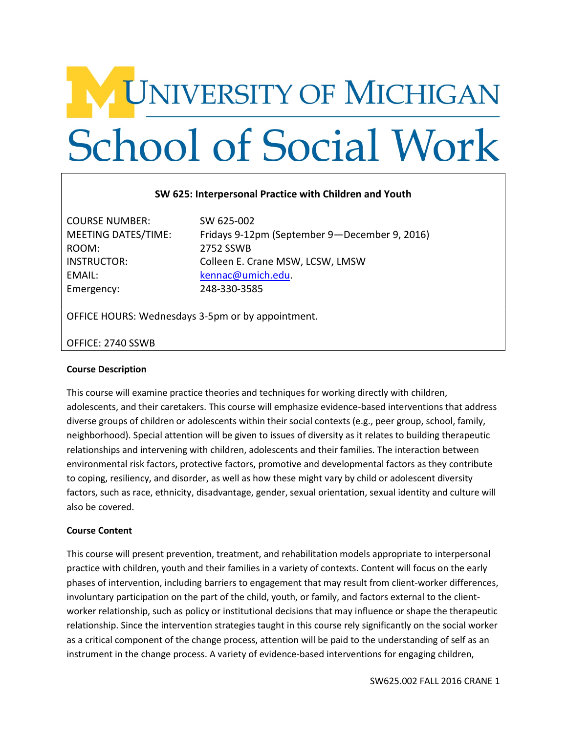# UNIVERSITY OF MICHIGAN
# School of Social Work

**SW 625: Interpersonal Practice with Children and Youth**

COURSE NUMBER: SW 625-002
MEETING DATES/TIME: Fridays 9-12pm (September 9—December 9, 2016)
ROOM: 2752 SSWB
INSTRUCTOR: Colleen E. Crane MSW, LCSW, LMSW
EMAIL: kennac@umich.edu.
Emergency: 248-330-3585

OFFICE HOURS: Wednesdays 3-5pm or by appointment.

OFFICE: 2740 SSWB

**Course Description**

This course will examine practice theories and techniques for working directly with children, adolescents, and their caretakers. This course will emphasize evidence-based interventions that address diverse groups of children or adolescents within their social contexts (e.g., peer group, school, family, neighborhood). Special attention will be given to issues of diversity as it relates to building therapeutic relationships and intervening with children, adolescents and their families. The interaction between environmental risk factors, protective factors, promotive and developmental factors as they contribute to coping, resiliency, and disorder, as well as how these might vary by child or adolescent diversity factors, such as race, ethnicity, disadvantage, gender, sexual orientation, sexual identity and culture will also be covered.

**Course Content**

This course will present prevention, treatment, and rehabilitation models appropriate to interpersonal practice with children, youth and their families in a variety of contexts. Content will focus on the early phases of intervention, including barriers to engagement that may result from client-worker differences, involuntary participation on the part of the child, youth, or family, and factors external to the client-worker relationship, such as policy or institutional decisions that may influence or shape the therapeutic relationship. Since the intervention strategies taught in this course rely significantly on the social worker as a critical component of the change process, attention will be paid to the understanding of self as an instrument in the change process. A variety of evidence-based interventions for engaging children,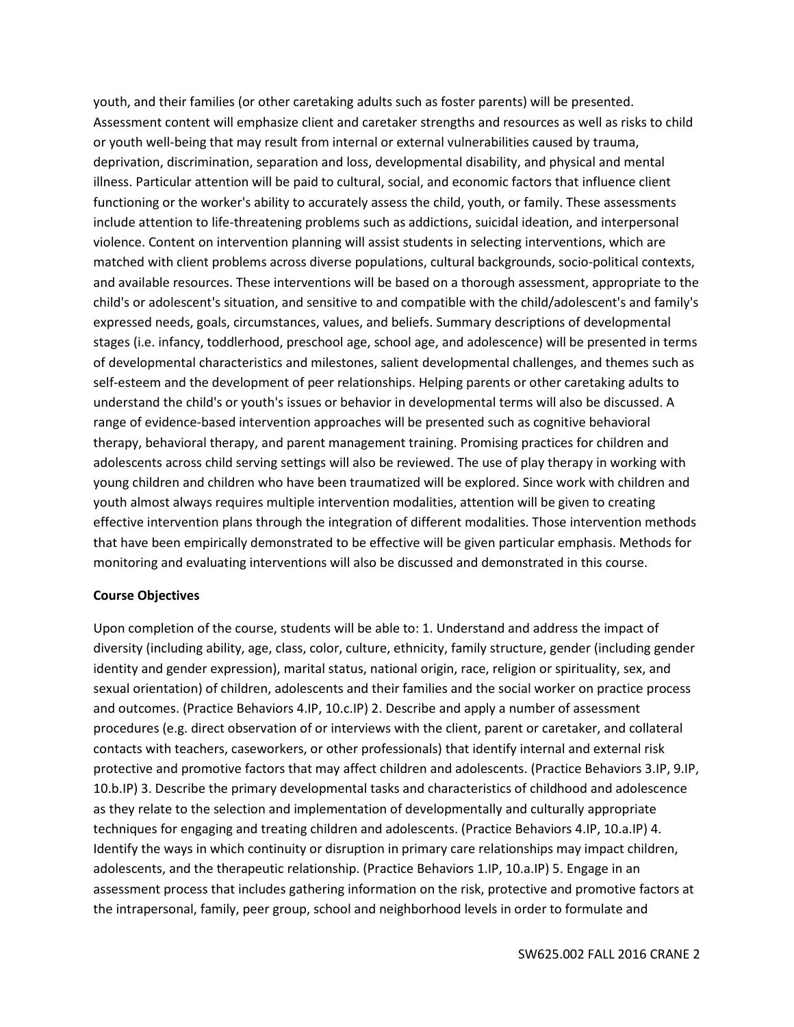youth, and their families (or other caretaking adults such as foster parents) will be presented. Assessment content will emphasize client and caretaker strengths and resources as well as risks to child or youth well-being that may result from internal or external vulnerabilities caused by trauma, deprivation, discrimination, separation and loss, developmental disability, and physical and mental illness. Particular attention will be paid to cultural, social, and economic factors that influence client functioning or the worker's ability to accurately assess the child, youth, or family. These assessments include attention to life-threatening problems such as addictions, suicidal ideation, and interpersonal violence. Content on intervention planning will assist students in selecting interventions, which are matched with client problems across diverse populations, cultural backgrounds, socio-political contexts, and available resources. These interventions will be based on a thorough assessment, appropriate to the child's or adolescent's situation, and sensitive to and compatible with the child/adolescent's and family's expressed needs, goals, circumstances, values, and beliefs. Summary descriptions of developmental stages (i.e. infancy, toddlerhood, preschool age, school age, and adolescence) will be presented in terms of developmental characteristics and milestones, salient developmental challenges, and themes such as self-esteem and the development of peer relationships. Helping parents or other caretaking adults to understand the child's or youth's issues or behavior in developmental terms will also be discussed. A range of evidence-based intervention approaches will be presented such as cognitive behavioral therapy, behavioral therapy, and parent management training. Promising practices for children and adolescents across child serving settings will also be reviewed. The use of play therapy in working with young children and children who have been traumatized will be explored. Since work with children and youth almost always requires multiple intervention modalities, attention will be given to creating effective intervention plans through the integration of different modalities. Those intervention methods that have been empirically demonstrated to be effective will be given particular emphasis. Methods for monitoring and evaluating interventions will also be discussed and demonstrated in this course.

**Course Objectives**

Upon completion of the course, students will be able to: 1. Understand and address the impact of diversity (including ability, age, class, color, culture, ethnicity, family structure, gender (including gender identity and gender expression), marital status, national origin, race, religion or spirituality, sex, and sexual orientation) of children, adolescents and their families and the social worker on practice process and outcomes. (Practice Behaviors 4.IP, 10.c.IP) 2. Describe and apply a number of assessment procedures (e.g. direct observation of or interviews with the client, parent or caretaker, and collateral contacts with teachers, caseworkers, or other professionals) that identify internal and external risk protective and promotive factors that may affect children and adolescents. (Practice Behaviors 3.IP, 9.IP, 10.b.IP) 3. Describe the primary developmental tasks and characteristics of childhood and adolescence as they relate to the selection and implementation of developmentally and culturally appropriate techniques for engaging and treating children and adolescents. (Practice Behaviors 4.IP, 10.a.IP) 4. Identify the ways in which continuity or disruption in primary care relationships may impact children, adolescents, and the therapeutic relationship. (Practice Behaviors 1.IP, 10.a.IP) 5. Engage in an assessment process that includes gathering information on the risk, protective and promotive factors at the intrapersonal, family, peer group, school and neighborhood levels in order to formulate and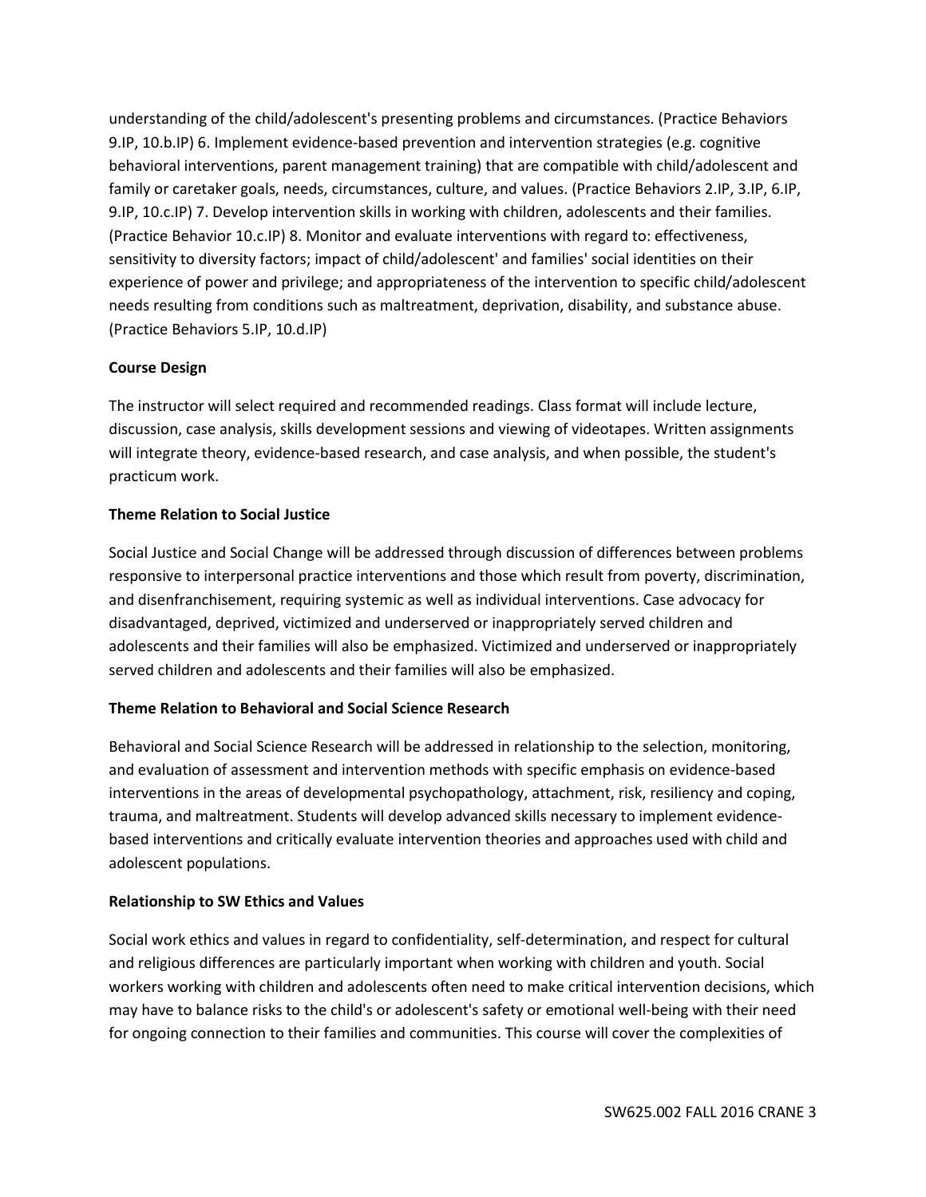understanding of the child/adolescent's presenting problems and circumstances. (Practice Behaviors 9.IP, 10.b.IP) 6. Implement evidence-based prevention and intervention strategies (e.g. cognitive behavioral interventions, parent management training) that are compatible with child/adolescent and family or caretaker goals, needs, circumstances, culture, and values. (Practice Behaviors 2.IP, 3.IP, 6.IP, 9.IP, 10.c.IP) 7. Develop intervention skills in working with children, adolescents and their families. (Practice Behavior 10.c.IP) 8. Monitor and evaluate interventions with regard to: effectiveness, sensitivity to diversity factors; impact of child/adolescent' and families' social identities on their experience of power and privilege; and appropriateness of the intervention to specific child/adolescent needs resulting from conditions such as maltreatment, deprivation, disability, and substance abuse. (Practice Behaviors 5.IP, 10.d.IP)

**Course Design**

The instructor will select required and recommended readings. Class format will include lecture, discussion, case analysis, skills development sessions and viewing of videotapes. Written assignments will integrate theory, evidence-based research, and case analysis, and when possible, the student's practicum work.

**Theme Relation to Social Justice**

Social Justice and Social Change will be addressed through discussion of differences between problems responsive to interpersonal practice interventions and those which result from poverty, discrimination, and disenfranchisement, requiring systemic as well as individual interventions. Case advocacy for disadvantaged, deprived, victimized and underserved or inappropriately served children and adolescents and their families will also be emphasized. Victimized and underserved or inappropriately served children and adolescents and their families will also be emphasized.

**Theme Relation to Behavioral and Social Science Research**

Behavioral and Social Science Research will be addressed in relationship to the selection, monitoring, and evaluation of assessment and intervention methods with specific emphasis on evidence-based interventions in the areas of developmental psychopathology, attachment, risk, resiliency and coping, trauma, and maltreatment. Students will develop advanced skills necessary to implement evidence-based interventions and critically evaluate intervention theories and approaches used with child and adolescent populations.

**Relationship to SW Ethics and Values**

Social work ethics and values in regard to confidentiality, self-determination, and respect for cultural and religious differences are particularly important when working with children and youth. Social workers working with children and adolescents often need to make critical intervention decisions, which may have to balance risks to the child's or adolescent's safety or emotional well-being with their need for ongoing connection to their families and communities. This course will cover the complexities of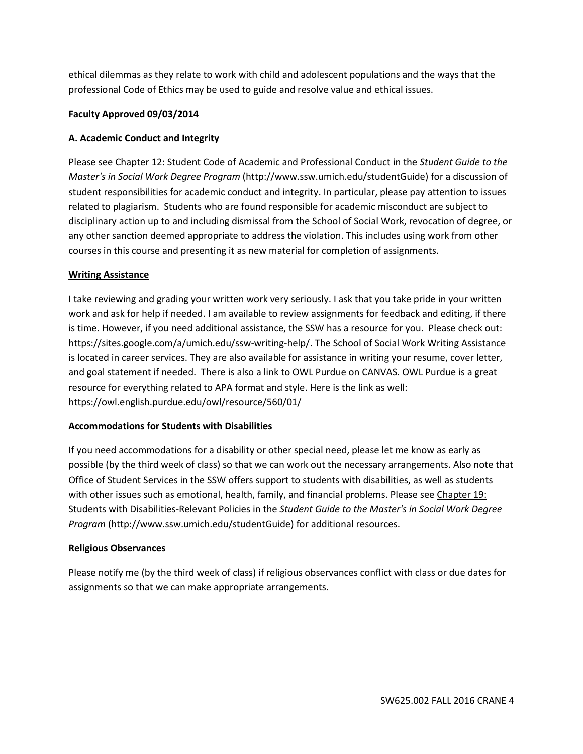ethical dilemmas as they relate to work with child and adolescent populations and the ways that the professional Code of Ethics may be used to guide and resolve value and ethical issues.

**Faculty Approved 09/03/2014**

## A. Academic Conduct and Integrity

Please see Chapter 12: Student Code of Academic and Professional Conduct in the *Student Guide to the Master's in Social Work Degree Program* (http://www.ssw.umich.edu/studentGuide) for a discussion of student responsibilities for academic conduct and integrity. In particular, please pay attention to issues related to plagiarism. Students who are found responsible for academic misconduct are subject to disciplinary action up to and including dismissal from the School of Social Work, revocation of degree, or any other sanction deemed appropriate to address the violation. This includes using work from other courses in this course and presenting it as new material for completion of assignments.

## Writing Assistance

I take reviewing and grading your written work very seriously. I ask that you take pride in your written work and ask for help if needed. I am available to review assignments for feedback and editing, if there is time. However, if you need additional assistance, the SSW has a resource for you. Please check out: https://sites.google.com/a/umich.edu/ssw-writing-help/. The School of Social Work Writing Assistance is located in career services. They are also available for assistance in writing your resume, cover letter, and goal statement if needed. There is also a link to OWL Purdue on CANVAS. OWL Purdue is a great resource for everything related to APA format and style. Here is the link as well: https://owl.english.purdue.edu/owl/resource/560/01/

## Accommodations for Students with Disabilities

If you need accommodations for a disability or other special need, please let me know as early as possible (by the third week of class) so that we can work out the necessary arrangements. Also note that Office of Student Services in the SSW offers support to students with disabilities, as well as students with other issues such as emotional, health, family, and financial problems. Please see Chapter 19: Students with Disabilities-Relevant Policies in the *Student Guide to the Master's in Social Work Degree Program* (http://www.ssw.umich.edu/studentGuide) for additional resources.

## Religious Observances

Please notify me (by the third week of class) if religious observances conflict with class or due dates for assignments so that we can make appropriate arrangements.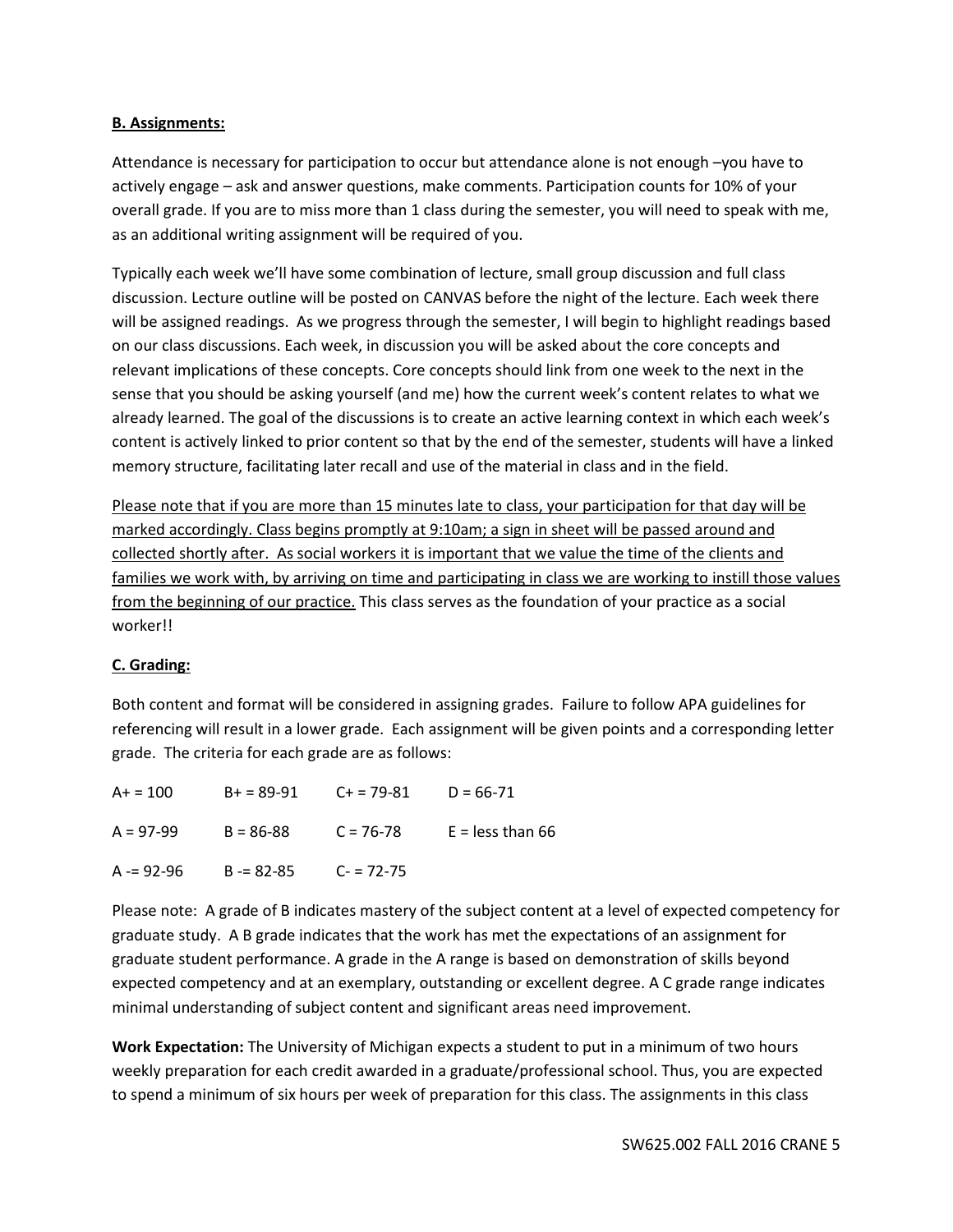**B. Assignments:**

Attendance is necessary for participation to occur but attendance alone is not enough –you have to actively engage – ask and answer questions, make comments. Participation counts for 10% of your overall grade. If you are to miss more than 1 class during the semester, you will need to speak with me, as an additional writing assignment will be required of you.

Typically each week we'll have some combination of lecture, small group discussion and full class discussion. Lecture outline will be posted on CANVAS before the night of the lecture. Each week there will be assigned readings. As we progress through the semester, I will begin to highlight readings based on our class discussions. Each week, in discussion you will be asked about the core concepts and relevant implications of these concepts. Core concepts should link from one week to the next in the sense that you should be asking yourself (and me) how the current week's content relates to what we already learned. The goal of the discussions is to create an active learning context in which each week's content is actively linked to prior content so that by the end of the semester, students will have a linked memory structure, facilitating later recall and use of the material in class and in the field.

<u>Please note that if you are more than 15 minutes late to class, your participation for that day will be marked accordingly. Class begins promptly at 9:10am; a sign in sheet will be passed around and collected shortly after. As social workers it is important that we value the time of the clients and families we work with, by arriving on time and participating in class we are working to instill those values from the beginning of our practice.</u> This class serves as the foundation of your practice as a social worker!!

**C. Grading:**

Both content and format will be considered in assigning grades. Failure to follow APA guidelines for referencing will result in a lower grade. Each assignment will be given points and a corresponding letter grade. The criteria for each grade are as follows:

| | | | |
|---|---|---|---|
| A+ = 100 | B+ = 89-91 | C+ = 79-81 | D = 66-71 |
| A = 97-99 | B = 86-88 | C = 76-78 | E = less than 66 |
| A -= 92-96 | B -= 82-85 | C- = 72-75 | |

Please note: A grade of B indicates mastery of the subject content at a level of expected competency for graduate study. A B grade indicates that the work has met the expectations of an assignment for graduate student performance. A grade in the A range is based on demonstration of skills beyond expected competency and at an exemplary, outstanding or excellent degree. A C grade range indicates minimal understanding of subject content and significant areas need improvement.

**Work Expectation:** The University of Michigan expects a student to put in a minimum of two hours weekly preparation for each credit awarded in a graduate/professional school. Thus, you are expected to spend a minimum of six hours per week of preparation for this class. The assignments in this class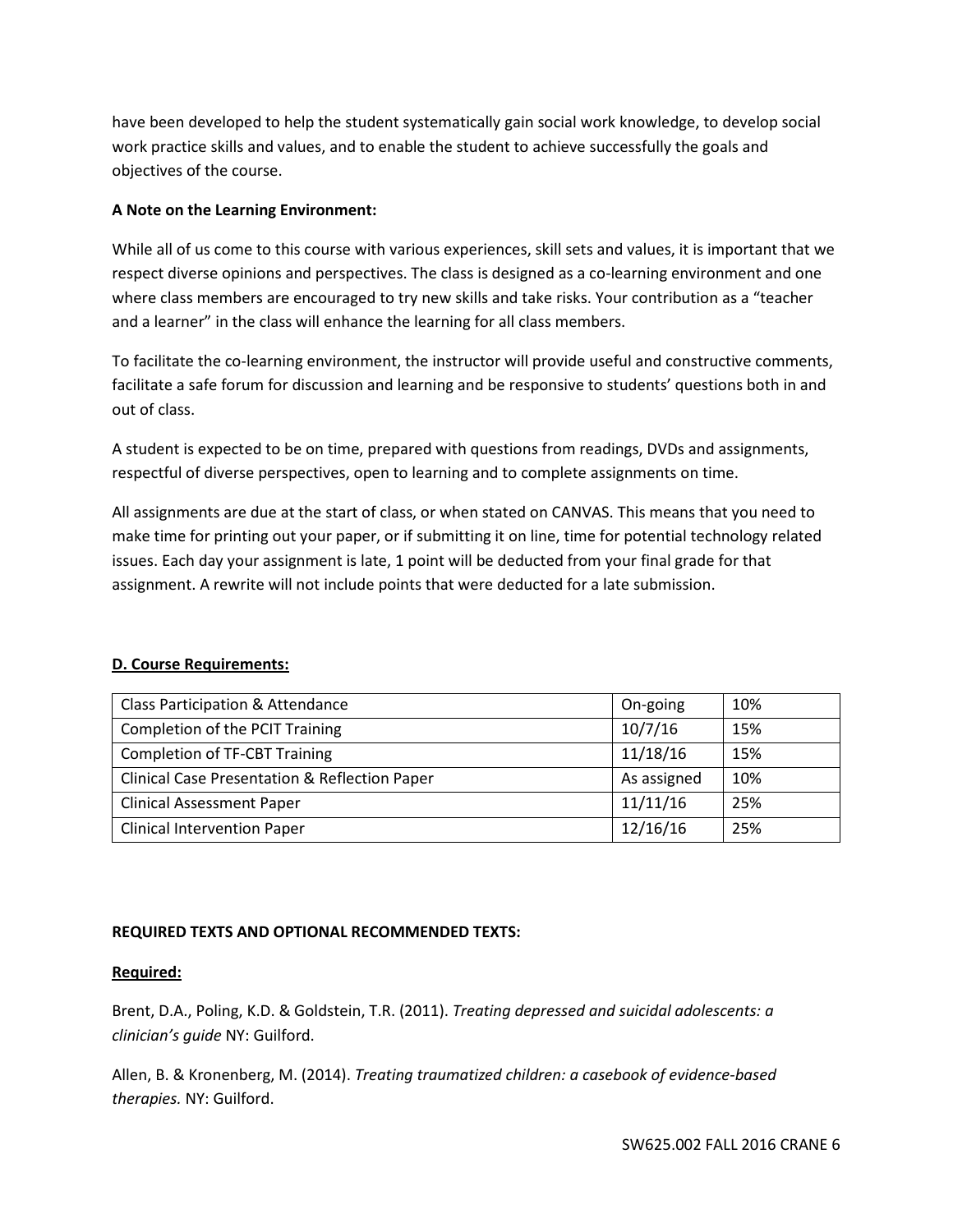have been developed to help the student systematically gain social work knowledge, to develop social work practice skills and values, and to enable the student to achieve successfully the goals and objectives of the course.

**A Note on the Learning Environment:**

While all of us come to this course with various experiences, skill sets and values, it is important that we respect diverse opinions and perspectives. The class is designed as a co-learning environment and one where class members are encouraged to try new skills and take risks. Your contribution as a "teacher and a learner" in the class will enhance the learning for all class members.

To facilitate the co-learning environment, the instructor will provide useful and constructive comments, facilitate a safe forum for discussion and learning and be responsive to students' questions both in and out of class.

A student is expected to be on time, prepared with questions from readings, DVDs and assignments, respectful of diverse perspectives, open to learning and to complete assignments on time.

All assignments are due at the start of class, or when stated on CANVAS. This means that you need to make time for printing out your paper, or if submitting it on line, time for potential technology related issues. Each day your assignment is late, 1 point will be deducted from your final grade for that assignment. A rewrite will not include points that were deducted for a late submission.

## D. Course Requirements:

| Requirement | Due | Weight |
|---|---|---|
| Class Participation & Attendance | On-going | 10% |
| Completion of the PCIT Training | 10/7/16 | 15% |
| Completion of TF-CBT Training | 11/18/16 | 15% |
| Clinical Case Presentation & Reflection Paper | As assigned | 10% |
| Clinical Assessment Paper | 11/11/16 | 25% |
| Clinical Intervention Paper | 12/16/16 | 25% |

**REQUIRED TEXTS AND OPTIONAL RECOMMENDED TEXTS:**

**Required:**

Brent, D.A., Poling, K.D. & Goldstein, T.R. (2011). *Treating depressed and suicidal adolescents: a clinician's guide* NY: Guilford.

Allen, B. & Kronenberg, M. (2014). *Treating traumatized children: a casebook of evidence-based therapies.* NY: Guilford.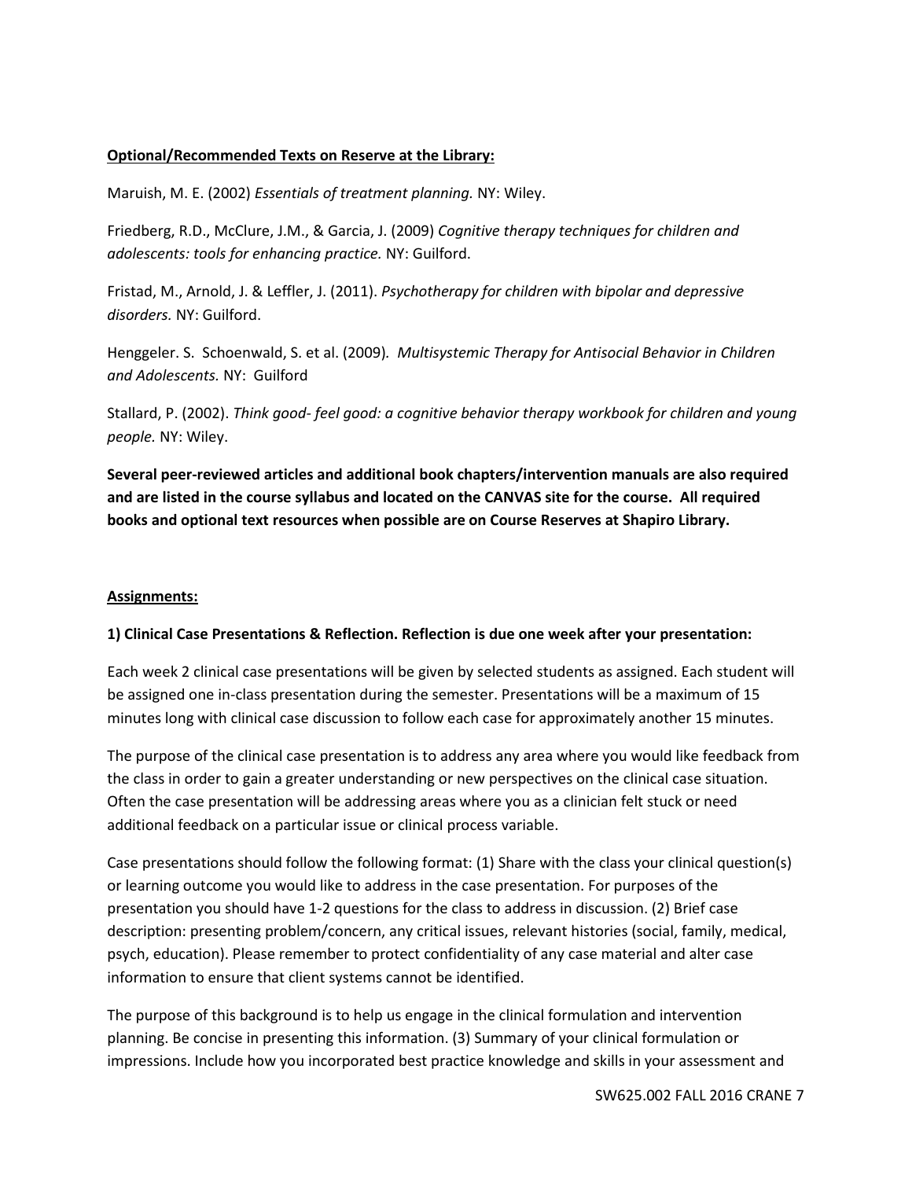**Optional/Recommended Texts on Reserve at the Library:**

Maruish, M. E. (2002) *Essentials of treatment planning.* NY: Wiley.

Friedberg, R.D., McClure, J.M., & Garcia, J. (2009) *Cognitive therapy techniques for children and adolescents: tools for enhancing practice.* NY: Guilford.

Fristad, M., Arnold, J. & Leffler, J. (2011). *Psychotherapy for children with bipolar and depressive disorders.* NY: Guilford.

Henggeler. S. Schoenwald, S. et al. (2009). *Multisystemic Therapy for Antisocial Behavior in Children and Adolescents.* NY: Guilford

Stallard, P. (2002). *Think good- feel good: a cognitive behavior therapy workbook for children and young people.* NY: Wiley.

**Several peer-reviewed articles and additional book chapters/intervention manuals are also required and are listed in the course syllabus and located on the CANVAS site for the course. All required books and optional text resources when possible are on Course Reserves at Shapiro Library.**

**Assignments:**

**1) Clinical Case Presentations & Reflection. Reflection is due one week after your presentation:**

Each week 2 clinical case presentations will be given by selected students as assigned. Each student will be assigned one in-class presentation during the semester. Presentations will be a maximum of 15 minutes long with clinical case discussion to follow each case for approximately another 15 minutes.

The purpose of the clinical case presentation is to address any area where you would like feedback from the class in order to gain a greater understanding or new perspectives on the clinical case situation. Often the case presentation will be addressing areas where you as a clinician felt stuck or need additional feedback on a particular issue or clinical process variable.

Case presentations should follow the following format: (1) Share with the class your clinical question(s) or learning outcome you would like to address in the case presentation. For purposes of the presentation you should have 1-2 questions for the class to address in discussion. (2) Brief case description: presenting problem/concern, any critical issues, relevant histories (social, family, medical, psych, education). Please remember to protect confidentiality of any case material and alter case information to ensure that client systems cannot be identified.

The purpose of this background is to help us engage in the clinical formulation and intervention planning. Be concise in presenting this information. (3) Summary of your clinical formulation or impressions. Include how you incorporated best practice knowledge and skills in your assessment and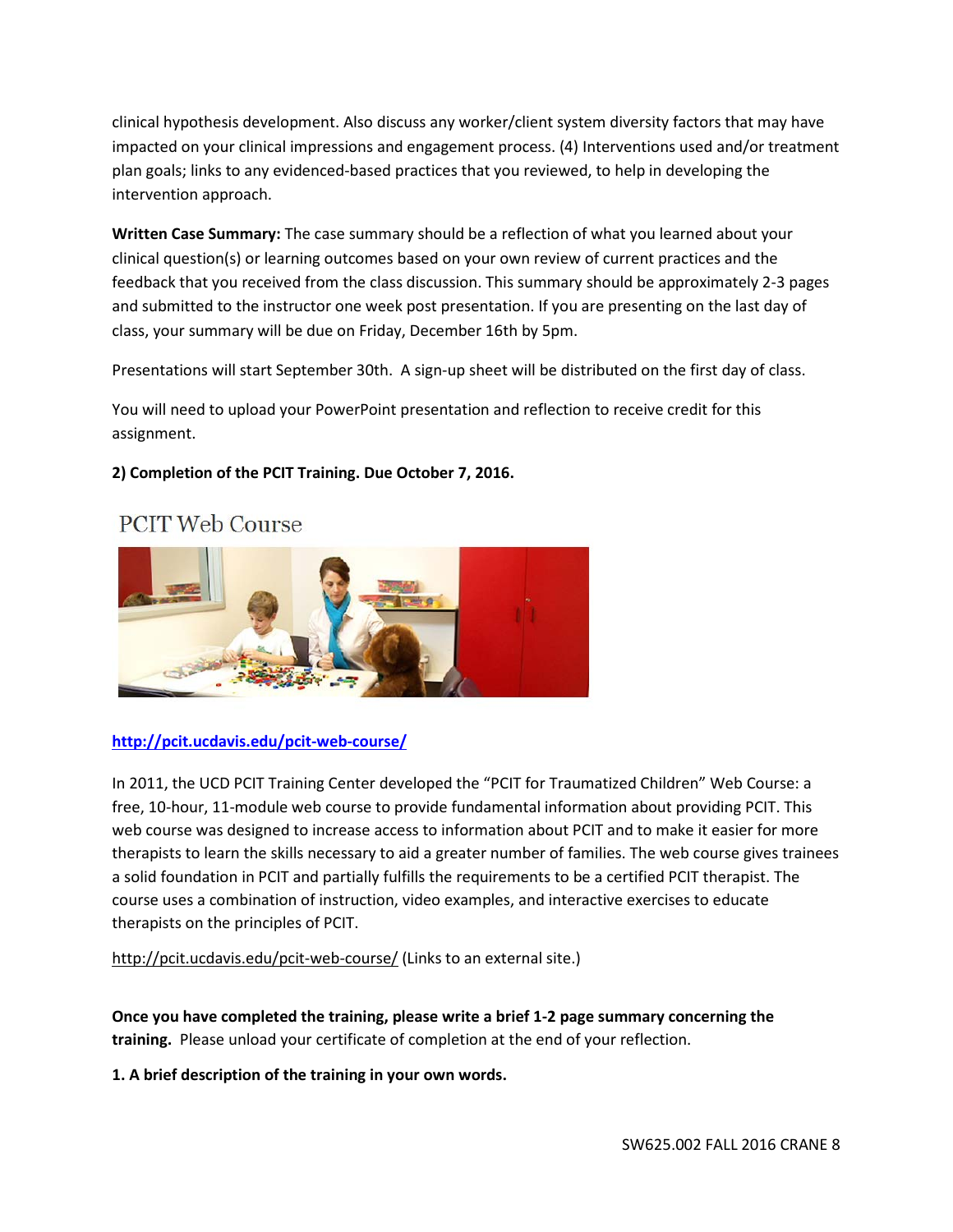clinical hypothesis development. Also discuss any worker/client system diversity factors that may have impacted on your clinical impressions and engagement process. (4) Interventions used and/or treatment plan goals; links to any evidenced-based practices that you reviewed, to help in developing the intervention approach.

**Written Case Summary:** The case summary should be a reflection of what you learned about your clinical question(s) or learning outcomes based on your own review of current practices and the feedback that you received from the class discussion. This summary should be approximately 2-3 pages and submitted to the instructor one week post presentation. If you are presenting on the last day of class, your summary will be due on Friday, December 16th by 5pm.

Presentations will start September 30th. A sign-up sheet will be distributed on the first day of class.

You will need to upload your PowerPoint presentation and reflection to receive credit for this assignment.

**2) Completion of the PCIT Training. Due October 7, 2016.**

## PCIT Web Course

http://pcit.ucdavis.edu/pcit-web-course/

In 2011, the UCD PCIT Training Center developed the "PCIT for Traumatized Children" Web Course: a free, 10-hour, 11-module web course to provide fundamental information about providing PCIT. This web course was designed to increase access to information about PCIT and to make it easier for more therapists to learn the skills necessary to aid a greater number of families. The web course gives trainees a solid foundation in PCIT and partially fulfills the requirements to be a certified PCIT therapist. The course uses a combination of instruction, video examples, and interactive exercises to educate therapists on the principles of PCIT.

http://pcit.ucdavis.edu/pcit-web-course/ (Links to an external site.)

**Once you have completed the training, please write a brief 1-2 page summary concerning the training.** Please unload your certificate of completion at the end of your reflection.

**1. A brief description of the training in your own words.**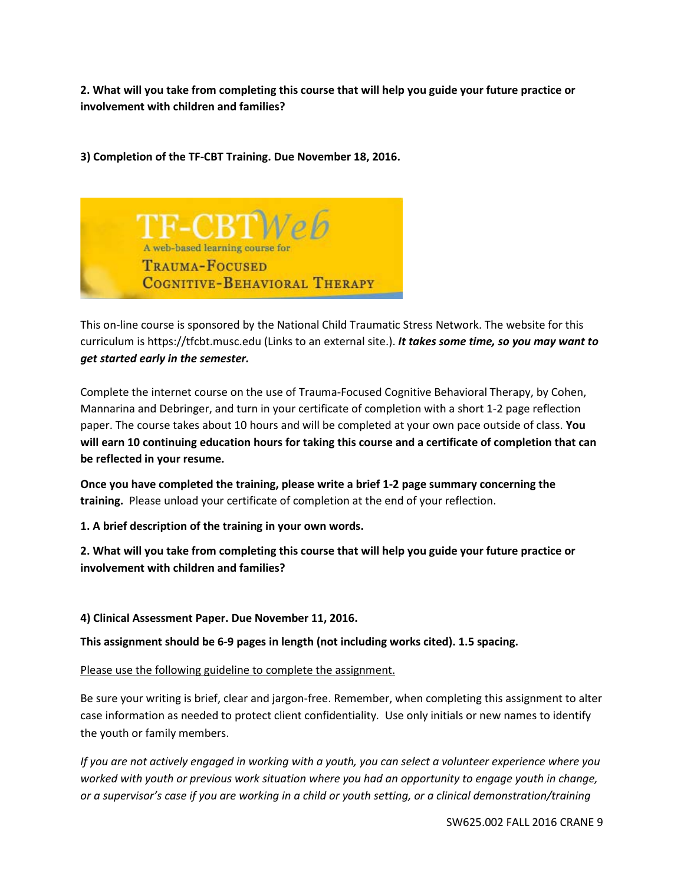**2. What will you take from completing this course that will help you guide your future practice or involvement with children and families?**

**3) Completion of the TF-CBT Training. Due November 18, 2016.**

TF-CBTWeb
A web-based learning course for
TRAUMA-FOCUSED
COGNITIVE-BEHAVIORAL THERAPY

This on-line course is sponsored by the National Child Traumatic Stress Network. The website for this curriculum is https://tfcbt.musc.edu (Links to an external site.). ***It takes some time, so you may want to get started early in the semester.***

Complete the internet course on the use of Trauma-Focused Cognitive Behavioral Therapy, by Cohen, Mannarina and Debringer, and turn in your certificate of completion with a short 1-2 page reflection paper. The course takes about 10 hours and will be completed at your own pace outside of class. **You will earn 10 continuing education hours for taking this course and a certificate of completion that can be reflected in your resume.**

**Once you have completed the training, please write a brief 1-2 page summary concerning the training.** Please unload your certificate of completion at the end of your reflection.

**1. A brief description of the training in your own words.**

**2. What will you take from completing this course that will help you guide your future practice or involvement with children and families?**

**4) Clinical Assessment Paper. Due November 11, 2016.**

**This assignment should be 6-9 pages in length (not including works cited). 1.5 spacing.**

Please use the following guideline to complete the assignment.

Be sure your writing is brief, clear and jargon-free. Remember, when completing this assignment to alter case information as needed to protect client confidentiality. Use only initials or new names to identify the youth or family members.

*If you are not actively engaged in working with a youth, you can select a volunteer experience where you worked with youth or previous work situation where you had an opportunity to engage youth in change, or a supervisor's case if you are working in a child or youth setting, or a clinical demonstration/training*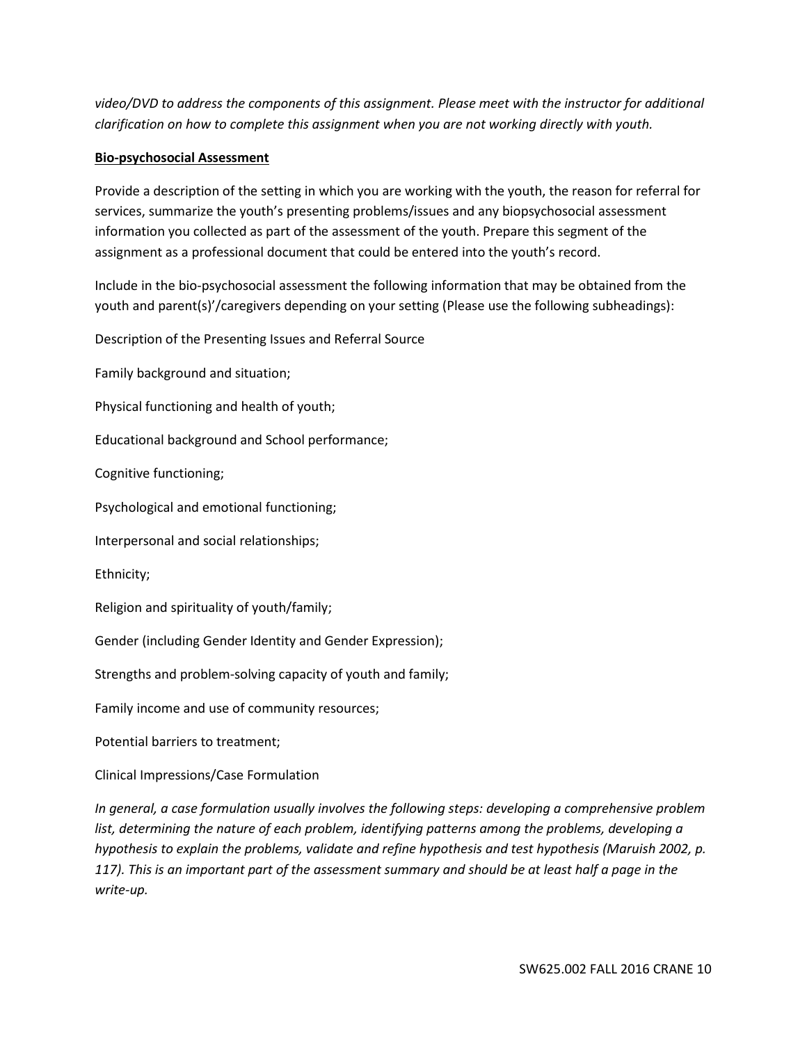*video/DVD to address the components of this assignment. Please meet with the instructor for additional clarification on how to complete this assignment when you are not working directly with youth.*

**Bio-psychosocial Assessment**

Provide a description of the setting in which you are working with the youth, the reason for referral for services, summarize the youth's presenting problems/issues and any biopsychosocial assessment information you collected as part of the assessment of the youth. Prepare this segment of the assignment as a professional document that could be entered into the youth's record.

Include in the bio-psychosocial assessment the following information that may be obtained from the youth and parent(s)'/caregivers depending on your setting (Please use the following subheadings):

Description of the Presenting Issues and Referral Source

Family background and situation;

Physical functioning and health of youth;

Educational background and School performance;

Cognitive functioning;

Psychological and emotional functioning;

Interpersonal and social relationships;

Ethnicity;

Religion and spirituality of youth/family;

Gender (including Gender Identity and Gender Expression);

Strengths and problem-solving capacity of youth and family;

Family income and use of community resources;

Potential barriers to treatment;

Clinical Impressions/Case Formulation

*In general, a case formulation usually involves the following steps: developing a comprehensive problem list, determining the nature of each problem, identifying patterns among the problems, developing a hypothesis to explain the problems, validate and refine hypothesis and test hypothesis (Maruish 2002, p. 117). This is an important part of the assessment summary and should be at least half a page in the write-up.*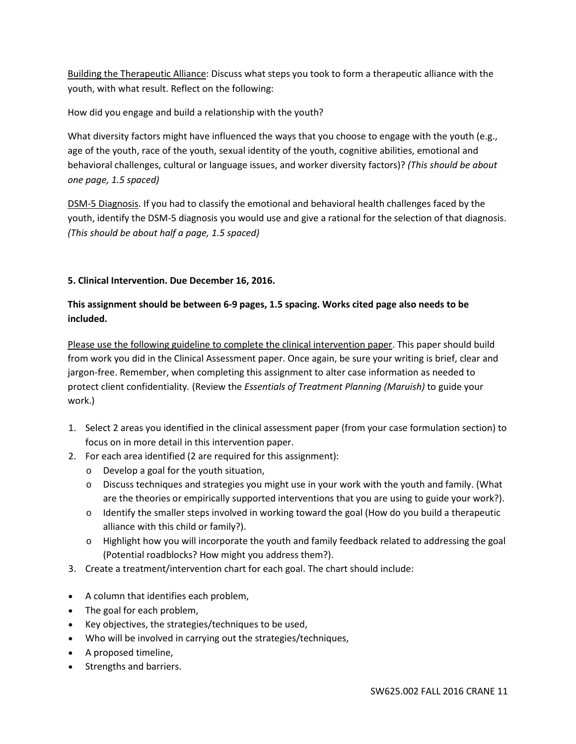<u>Building the Therapeutic Alliance</u>: Discuss what steps you took to form a therapeutic alliance with the youth, with what result. Reflect on the following:

How did you engage and build a relationship with the youth?

What diversity factors might have influenced the ways that you choose to engage with the youth (e.g., age of the youth, race of the youth, sexual identity of the youth, cognitive abilities, emotional and behavioral challenges, cultural or language issues, and worker diversity factors)? *(This should be about one page, 1.5 spaced)*

<u>DSM-5 Diagnosis</u>. If you had to classify the emotional and behavioral health challenges faced by the youth, identify the DSM-5 diagnosis you would use and give a rational for the selection of that diagnosis. *(This should be about half a page, 1.5 spaced)*

**5. Clinical Intervention. Due December 16, 2016.**

**This assignment should be between 6-9 pages, 1.5 spacing. Works cited page also needs to be included.**

<u>Please use the following guideline to complete the clinical intervention paper</u>. This paper should build from work you did in the Clinical Assessment paper. Once again, be sure your writing is brief, clear and jargon-free. Remember, when completing this assignment to alter case information as needed to protect client confidentiality. (Review the *Essentials of Treatment Planning (Maruish)* to guide your work.)

1. Select 2 areas you identified in the clinical assessment paper (from your case formulation section) to focus on in more detail in this intervention paper.
2. For each area identified (2 are required for this assignment):
   - Develop a goal for the youth situation,
   - Discuss techniques and strategies you might use in your work with the youth and family. (What are the theories or empirically supported interventions that you are using to guide your work?).
   - Identify the smaller steps involved in working toward the goal (How do you build a therapeutic alliance with this child or family?).
   - Highlight how you will incorporate the youth and family feedback related to addressing the goal (Potential roadblocks? How might you address them?).
3. Create a treatment/intervention chart for each goal. The chart should include:

- A column that identifies each problem,
- The goal for each problem,
- Key objectives, the strategies/techniques to be used,
- Who will be involved in carrying out the strategies/techniques,
- A proposed timeline,
- Strengths and barriers.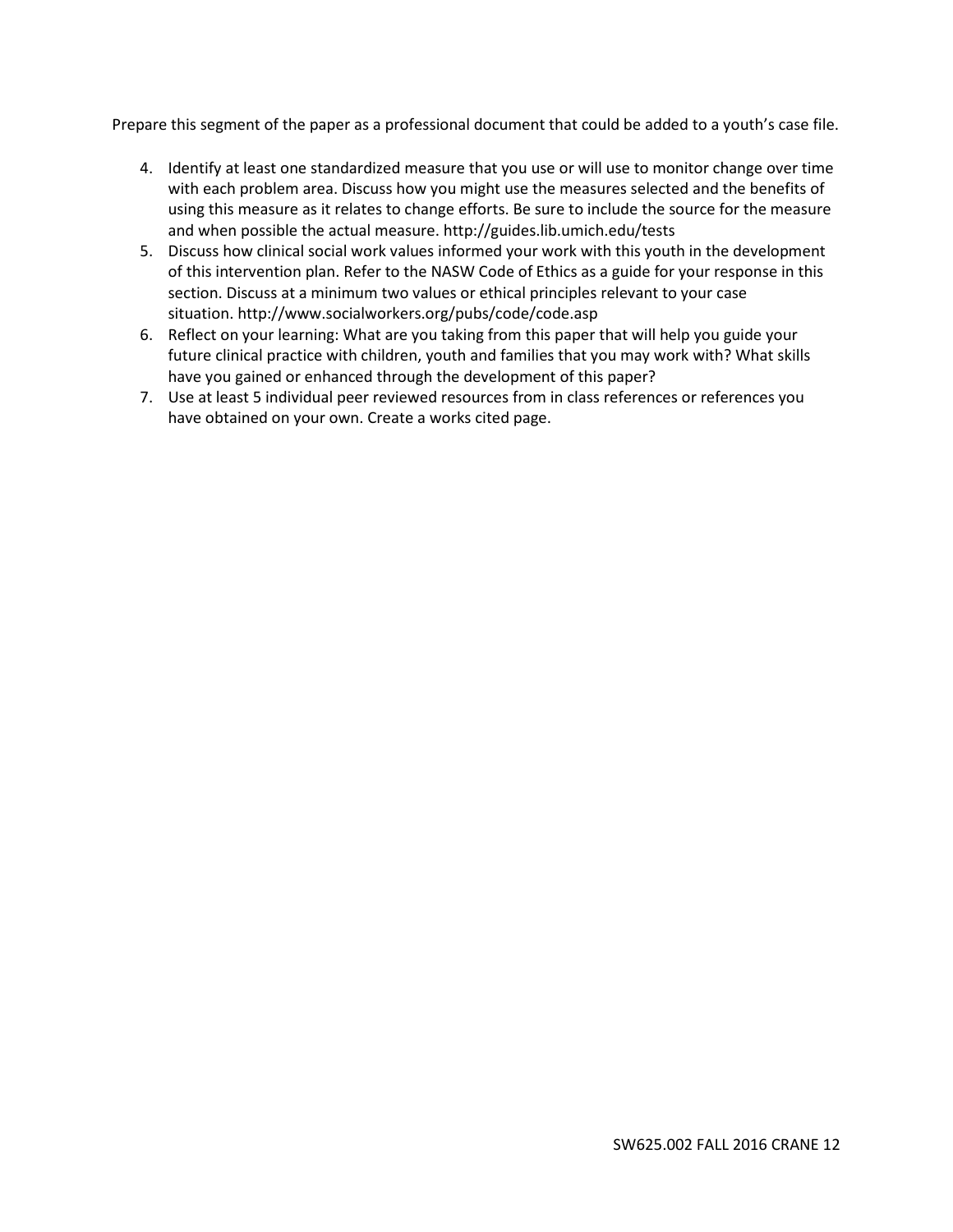Prepare this segment of the paper as a professional document that could be added to a youth's case file.

4. Identify at least one standardized measure that you use or will use to monitor change over time with each problem area. Discuss how you might use the measures selected and the benefits of using this measure as it relates to change efforts. Be sure to include the source for the measure and when possible the actual measure. http://guides.lib.umich.edu/tests
5. Discuss how clinical social work values informed your work with this youth in the development of this intervention plan. Refer to the NASW Code of Ethics as a guide for your response in this section. Discuss at a minimum two values or ethical principles relevant to your case situation. http://www.socialworkers.org/pubs/code/code.asp
6. Reflect on your learning: What are you taking from this paper that will help you guide your future clinical practice with children, youth and families that you may work with? What skills have you gained or enhanced through the development of this paper?
7. Use at least 5 individual peer reviewed resources from in class references or references you have obtained on your own. Create a works cited page.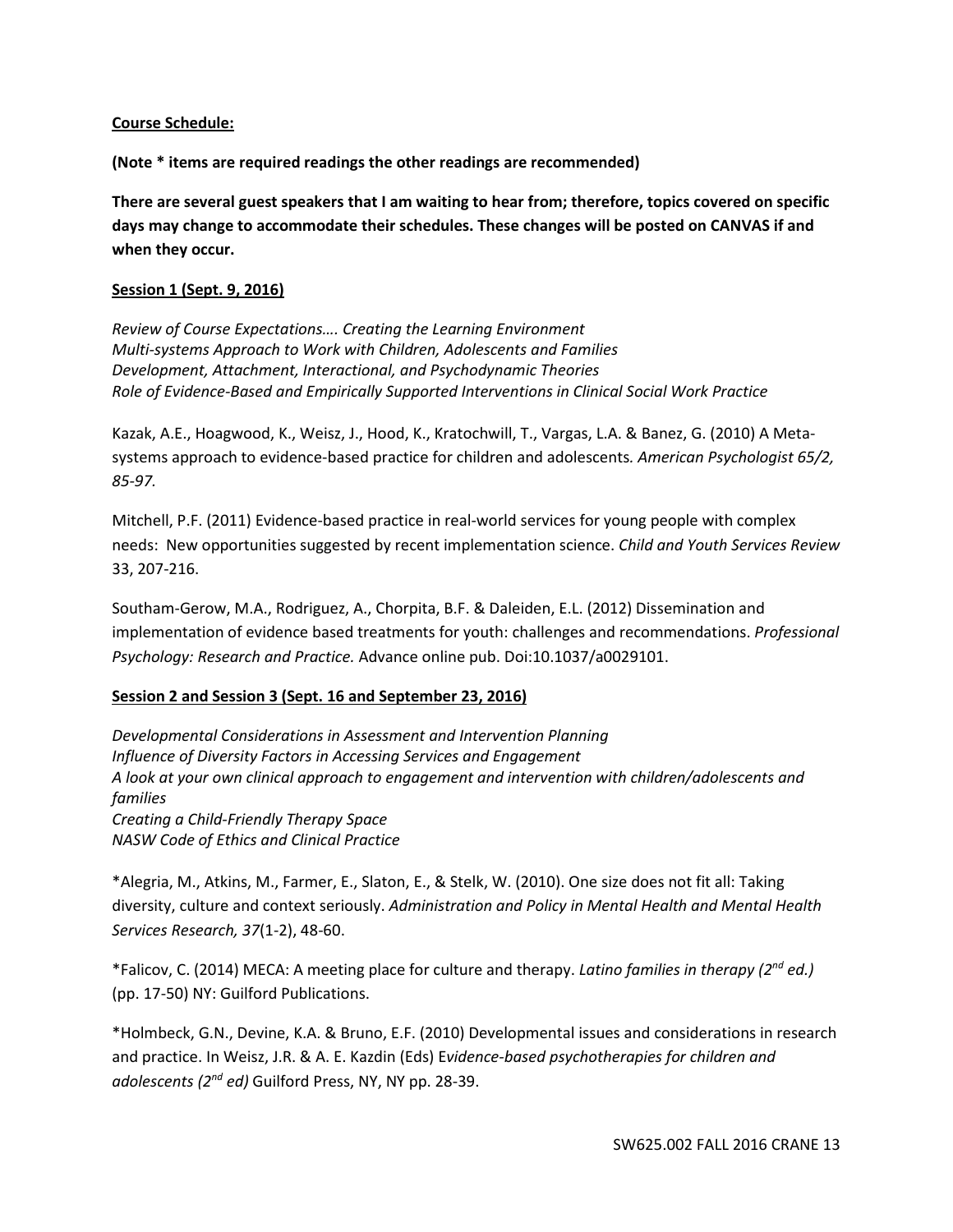**Course Schedule:**

**(Note * items are required readings the other readings are recommended)**

**There are several guest speakers that I am waiting to hear from; therefore, topics covered on specific days may change to accommodate their schedules. These changes will be posted on CANVAS if and when they occur.**

**Session 1 (Sept. 9, 2016)**

*Review of Course Expectations…. Creating the Learning Environment*
*Multi-systems Approach to Work with Children, Adolescents and Families*
*Development, Attachment, Interactional, and Psychodynamic Theories*
*Role of Evidence-Based and Empirically Supported Interventions in Clinical Social Work Practice*

Kazak, A.E., Hoagwood, K., Weisz, J., Hood, K., Kratochwill, T., Vargas, L.A. & Banez, G. (2010) A Meta-systems approach to evidence-based practice for children and adolescents. *American Psychologist 65/2, 85-97.*

Mitchell, P.F. (2011) Evidence-based practice in real-world services for young people with complex needs: New opportunities suggested by recent implementation science. *Child and Youth Services Review* 33, 207-216.

Southam-Gerow, M.A., Rodriguez, A., Chorpita, B.F. & Daleiden, E.L. (2012) Dissemination and implementation of evidence based treatments for youth: challenges and recommendations. *Professional Psychology: Research and Practice.* Advance online pub. Doi:10.1037/a0029101.

**Session 2 and Session 3 (Sept. 16 and September 23, 2016)**

*Developmental Considerations in Assessment and Intervention Planning*
*Influence of Diversity Factors in Accessing Services and Engagement*
*A look at your own clinical approach to engagement and intervention with children/adolescents and families*
*Creating a Child-Friendly Therapy Space*
*NASW Code of Ethics and Clinical Practice*

*Alegria, M., Atkins, M., Farmer, E., Slaton, E., & Stelk, W. (2010). One size does not fit all: Taking diversity, culture and context seriously. *Administration and Policy in Mental Health and Mental Health Services Research, 37*(1-2), 48-60.

*Falicov, C. (2014) MECA: A meeting place for culture and therapy. *Latino families in therapy (2nd ed.)* (pp. 17-50) NY: Guilford Publications.

*Holmbeck, G.N., Devine, K.A. & Bruno, E.F. (2010) Developmental issues and considerations in research and practice. In Weisz, J.R. & A. E. Kazdin (Eds) E*vidence-based psychotherapies for children and adolescents (2nd ed)* Guilford Press, NY, NY pp. 28-39.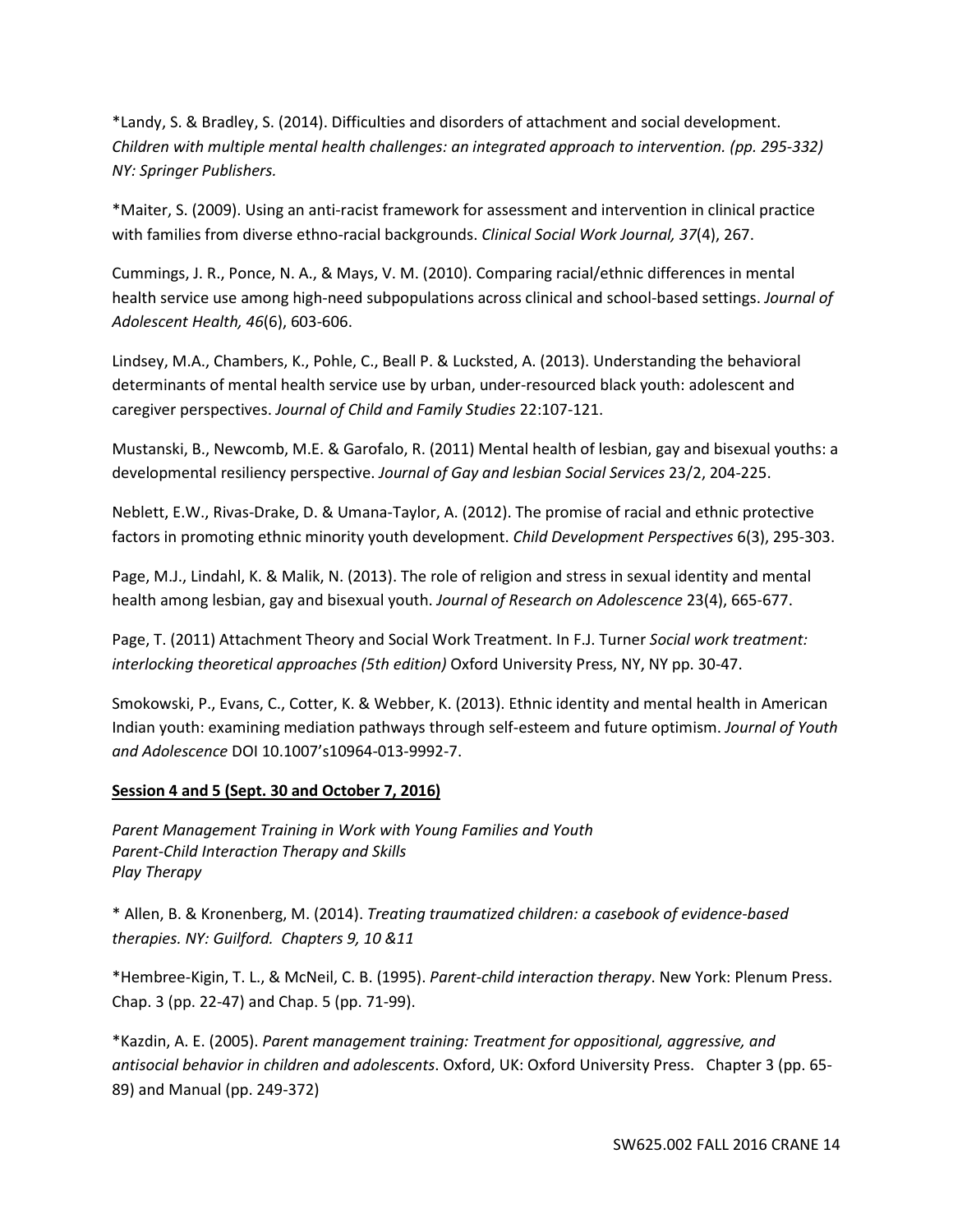*Landy, S. & Bradley, S. (2014). Difficulties and disorders of attachment and social development. *Children with multiple mental health challenges: an integrated approach to intervention. (pp. 295-332) NY: Springer Publishers.*

*Maiter, S. (2009). Using an anti-racist framework for assessment and intervention in clinical practice with families from diverse ethno-racial backgrounds. *Clinical Social Work Journal, 37*(4), 267.

Cummings, J. R., Ponce, N. A., & Mays, V. M. (2010). Comparing racial/ethnic differences in mental health service use among high-need subpopulations across clinical and school-based settings. *Journal of Adolescent Health, 46*(6), 603-606.

Lindsey, M.A., Chambers, K., Pohle, C., Beall P. & Lucksted, A. (2013). Understanding the behavioral determinants of mental health service use by urban, under-resourced black youth: adolescent and caregiver perspectives. *Journal of Child and Family Studies* 22:107-121.

Mustanski, B., Newcomb, M.E. & Garofalo, R. (2011) Mental health of lesbian, gay and bisexual youths: a developmental resiliency perspective. *Journal of Gay and lesbian Social Services* 23/2, 204-225.

Neblett, E.W., Rivas-Drake, D. & Umana-Taylor, A. (2012). The promise of racial and ethnic protective factors in promoting ethnic minority youth development. *Child Development Perspectives* 6(3), 295-303.

Page, M.J., Lindahl, K. & Malik, N. (2013). The role of religion and stress in sexual identity and mental health among lesbian, gay and bisexual youth. *Journal of Research on Adolescence* 23(4), 665-677.

Page, T. (2011) Attachment Theory and Social Work Treatment. In F.J. Turner *Social work treatment: interlocking theoretical approaches (5th edition)* Oxford University Press, NY, NY pp. 30-47.

Smokowski, P., Evans, C., Cotter, K. & Webber, K. (2013). Ethnic identity and mental health in American Indian youth: examining mediation pathways through self-esteem and future optimism. *Journal of Youth and Adolescence* DOI 10.1007's10964-013-9992-7.

**Session 4 and 5 (Sept. 30 and October 7, 2016)**

*Parent Management Training in Work with Young Families and Youth*
*Parent-Child Interaction Therapy and Skills*
*Play Therapy*

* Allen, B. & Kronenberg, M. (2014). *Treating traumatized children: a casebook of evidence-based therapies. NY: Guilford. Chapters 9, 10 &11*

*Hembree-Kigin, T. L., & McNeil, C. B. (1995). *Parent-child interaction therapy*. New York: Plenum Press. Chap. 3 (pp. 22-47) and Chap. 5 (pp. 71-99).

*Kazdin, A. E. (2005). *Parent management training: Treatment for oppositional, aggressive, and antisocial behavior in children and adolescents*. Oxford, UK: Oxford University Press. Chapter 3 (pp. 65-89) and Manual (pp. 249-372)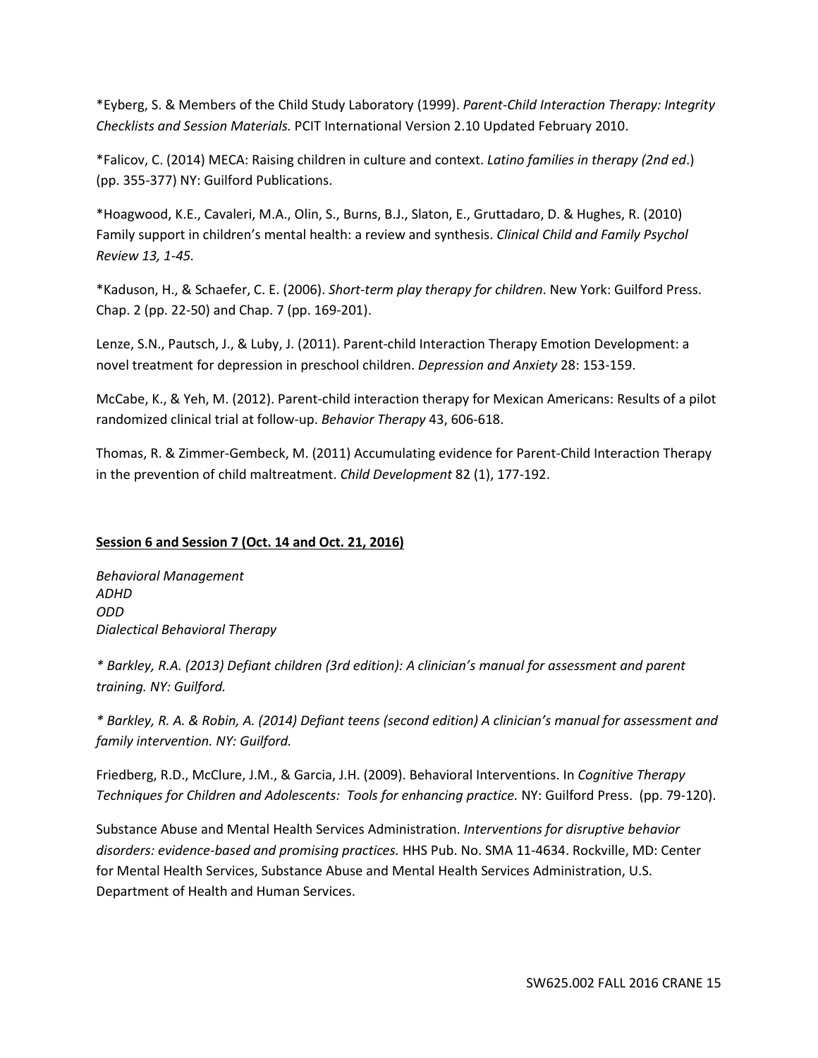*Eyberg, S. & Members of the Child Study Laboratory (1999). *Parent-Child Interaction Therapy: Integrity Checklists and Session Materials.* PCIT International Version 2.10 Updated February 2010.

*Falicov, C. (2014) MECA: Raising children in culture and context. *Latino families in therapy (2nd ed*.) (pp. 355-377) NY: Guilford Publications.

*Hoagwood, K.E., Cavaleri, M.A., Olin, S., Burns, B.J., Slaton, E., Gruttadaro, D. & Hughes, R. (2010) Family support in children's mental health: a review and synthesis. *Clinical Child and Family Psychol Review 13, 1-45.*

*Kaduson, H., & Schaefer, C. E. (2006). *Short-term play therapy for children*. New York: Guilford Press. Chap. 2 (pp. 22-50) and Chap. 7 (pp. 169-201).

Lenze, S.N., Pautsch, J., & Luby, J. (2011). Parent-child Interaction Therapy Emotion Development: a novel treatment for depression in preschool children. *Depression and Anxiety* 28: 153-159.

McCabe, K., & Yeh, M. (2012). Parent-child interaction therapy for Mexican Americans: Results of a pilot randomized clinical trial at follow-up. *Behavior Therapy* 43, 606-618.

Thomas, R. & Zimmer-Gembeck, M. (2011) Accumulating evidence for Parent-Child Interaction Therapy in the prevention of child maltreatment. *Child Development* 82 (1), 177-192.

**Session 6 and Session 7 (Oct. 14 and Oct. 21, 2016)**

*Behavioral Management*
*ADHD*
*ODD*
*Dialectical Behavioral Therapy*

*\* Barkley, R.A. (2013) Defiant children (3rd edition): A clinician's manual for assessment and parent training. NY: Guilford.*

*\* Barkley, R. A. & Robin, A. (2014) Defiant teens (second edition) A clinician's manual for assessment and family intervention. NY: Guilford.*

Friedberg, R.D., McClure, J.M., & Garcia, J.H. (2009). Behavioral Interventions. In *Cognitive Therapy Techniques for Children and Adolescents: Tools for enhancing practice.* NY: Guilford Press. (pp. 79-120).

Substance Abuse and Mental Health Services Administration. *Interventions for disruptive behavior disorders: evidence-based and promising practices.* HHS Pub. No. SMA 11-4634. Rockville, MD: Center for Mental Health Services, Substance Abuse and Mental Health Services Administration, U.S. Department of Health and Human Services.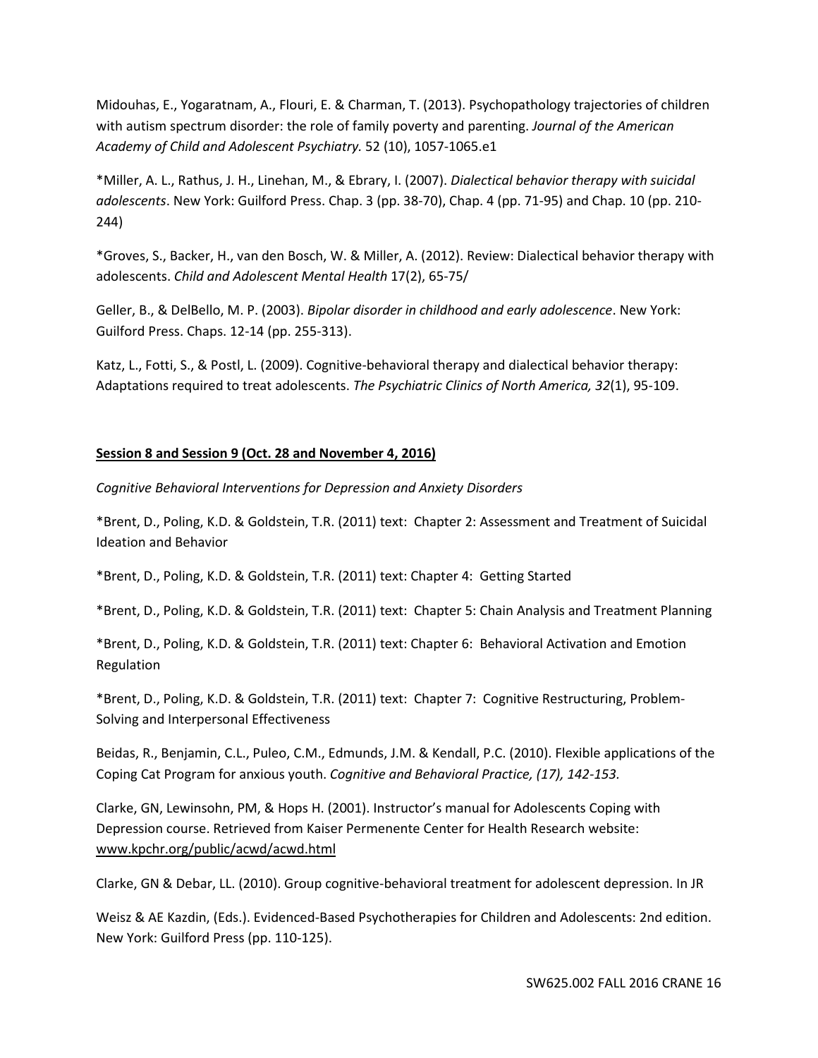Midouhas, E., Yogaratnam, A., Flouri, E. & Charman, T. (2013). Psychopathology trajectories of children with autism spectrum disorder: the role of family poverty and parenting. *Journal of the American Academy of Child and Adolescent Psychiatry.* 52 (10), 1057-1065.e1

*Miller, A. L., Rathus, J. H., Linehan, M., & Ebrary, I. (2007). *Dialectical behavior therapy with suicidal adolescents*. New York: Guilford Press. Chap. 3 (pp. 38-70), Chap. 4 (pp. 71-95) and Chap. 10 (pp. 210-244)

*Groves, S., Backer, H., van den Bosch, W. & Miller, A. (2012). Review: Dialectical behavior therapy with adolescents. *Child and Adolescent Mental Health* 17(2), 65-75/

Geller, B., & DelBello, M. P. (2003). *Bipolar disorder in childhood and early adolescence*. New York: Guilford Press. Chaps. 12-14 (pp. 255-313).

Katz, L., Fotti, S., & Postl, L. (2009). Cognitive-behavioral therapy and dialectical behavior therapy: Adaptations required to treat adolescents. *The Psychiatric Clinics of North America, 32*(1), 95-109.

**<u>Session 8 and Session 9 (Oct. 28 and November 4, 2016)</u>**

*Cognitive Behavioral Interventions for Depression and Anxiety Disorders*

*Brent, D., Poling, K.D. & Goldstein, T.R. (2011) text: Chapter 2: Assessment and Treatment of Suicidal Ideation and Behavior

*Brent, D., Poling, K.D. & Goldstein, T.R. (2011) text: Chapter 4: Getting Started

*Brent, D., Poling, K.D. & Goldstein, T.R. (2011) text: Chapter 5: Chain Analysis and Treatment Planning

*Brent, D., Poling, K.D. & Goldstein, T.R. (2011) text: Chapter 6: Behavioral Activation and Emotion Regulation

*Brent, D., Poling, K.D. & Goldstein, T.R. (2011) text: Chapter 7: Cognitive Restructuring, Problem-Solving and Interpersonal Effectiveness

Beidas, R., Benjamin, C.L., Puleo, C.M., Edmunds, J.M. & Kendall, P.C. (2010). Flexible applications of the Coping Cat Program for anxious youth. *Cognitive and Behavioral Practice, (17), 142-153.*

Clarke, GN, Lewinsohn, PM, & Hops H. (2001). Instructor's manual for Adolescents Coping with Depression course. Retrieved from Kaiser Permenente Center for Health Research website: www.kpchr.org/public/acwd/acwd.html

Clarke, GN & Debar, LL. (2010). Group cognitive-behavioral treatment for adolescent depression. In JR Weisz & AE Kazdin, (Eds.). Evidenced-Based Psychotherapies for Children and Adolescents: 2nd edition. New York: Guilford Press (pp. 110-125).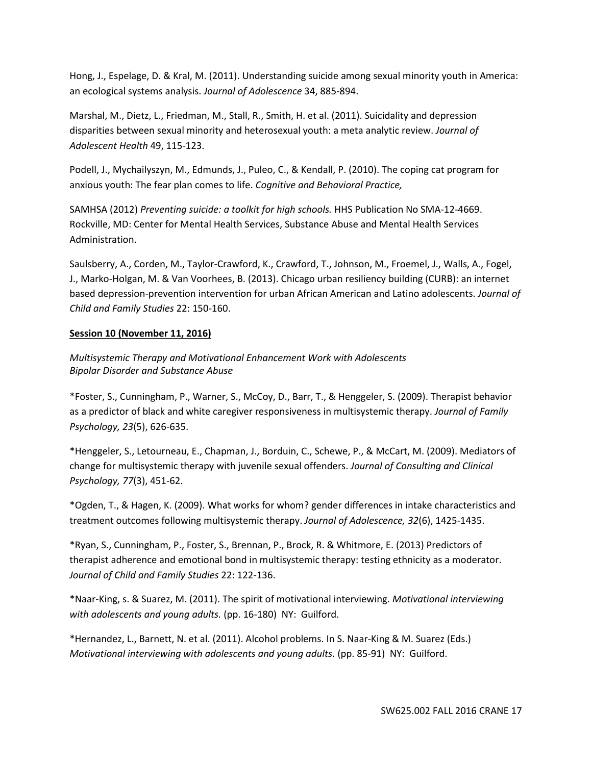Hong, J., Espelage, D. & Kral, M. (2011). Understanding suicide among sexual minority youth in America: an ecological systems analysis. *Journal of Adolescence* 34, 885-894.

Marshal, M., Dietz, L., Friedman, M., Stall, R., Smith, H. et al. (2011). Suicidality and depression disparities between sexual minority and heterosexual youth: a meta analytic review. *Journal of Adolescent Health* 49, 115-123.

Podell, J., Mychailyszyn, M., Edmunds, J., Puleo, C., & Kendall, P. (2010). The coping cat program for anxious youth: The fear plan comes to life. *Cognitive and Behavioral Practice,*

SAMHSA (2012) *Preventing suicide: a toolkit for high schools.* HHS Publication No SMA-12-4669. Rockville, MD: Center for Mental Health Services, Substance Abuse and Mental Health Services Administration.

Saulsberry, A., Corden, M., Taylor-Crawford, K., Crawford, T., Johnson, M., Froemel, J., Walls, A., Fogel, J., Marko-Holgan, M. & Van Voorhees, B. (2013). Chicago urban resiliency building (CURB): an internet based depression-prevention intervention for urban African American and Latino adolescents. *Journal of Child and Family Studies* 22: 150-160.

**<u>Session 10 (November 11, 2016)</u>**

*Multisystemic Therapy and Motivational Enhancement Work with Adolescents*
*Bipolar Disorder and Substance Abuse*

*Foster, S., Cunningham, P., Warner, S., McCoy, D., Barr, T., & Henggeler, S. (2009). Therapist behavior as a predictor of black and white caregiver responsiveness in multisystemic therapy. *Journal of Family Psychology, 23*(5), 626-635.

*Henggeler, S., Letourneau, E., Chapman, J., Borduin, C., Schewe, P., & McCart, M. (2009). Mediators of change for multisystemic therapy with juvenile sexual offenders. *Journal of Consulting and Clinical Psychology, 77*(3), 451-62.

*Ogden, T., & Hagen, K. (2009). What works for whom? gender differences in intake characteristics and treatment outcomes following multisystemic therapy. *Journal of Adolescence, 32*(6), 1425-1435.

*Ryan, S., Cunningham, P., Foster, S., Brennan, P., Brock, R. & Whitmore, E. (2013) Predictors of therapist adherence and emotional bond in multisystemic therapy: testing ethnicity as a moderator. *Journal of Child and Family Studies* 22: 122-136.

*Naar-King, s. & Suarez, M. (2011). The spirit of motivational interviewing. *Motivational interviewing with adolescents and young adults.* (pp. 16-180) NY: Guilford.

*Hernandez, L., Barnett, N. et al. (2011). Alcohol problems. In S. Naar-King & M. Suarez (Eds.) *Motivational interviewing with adolescents and young adults.* (pp. 85-91) NY: Guilford.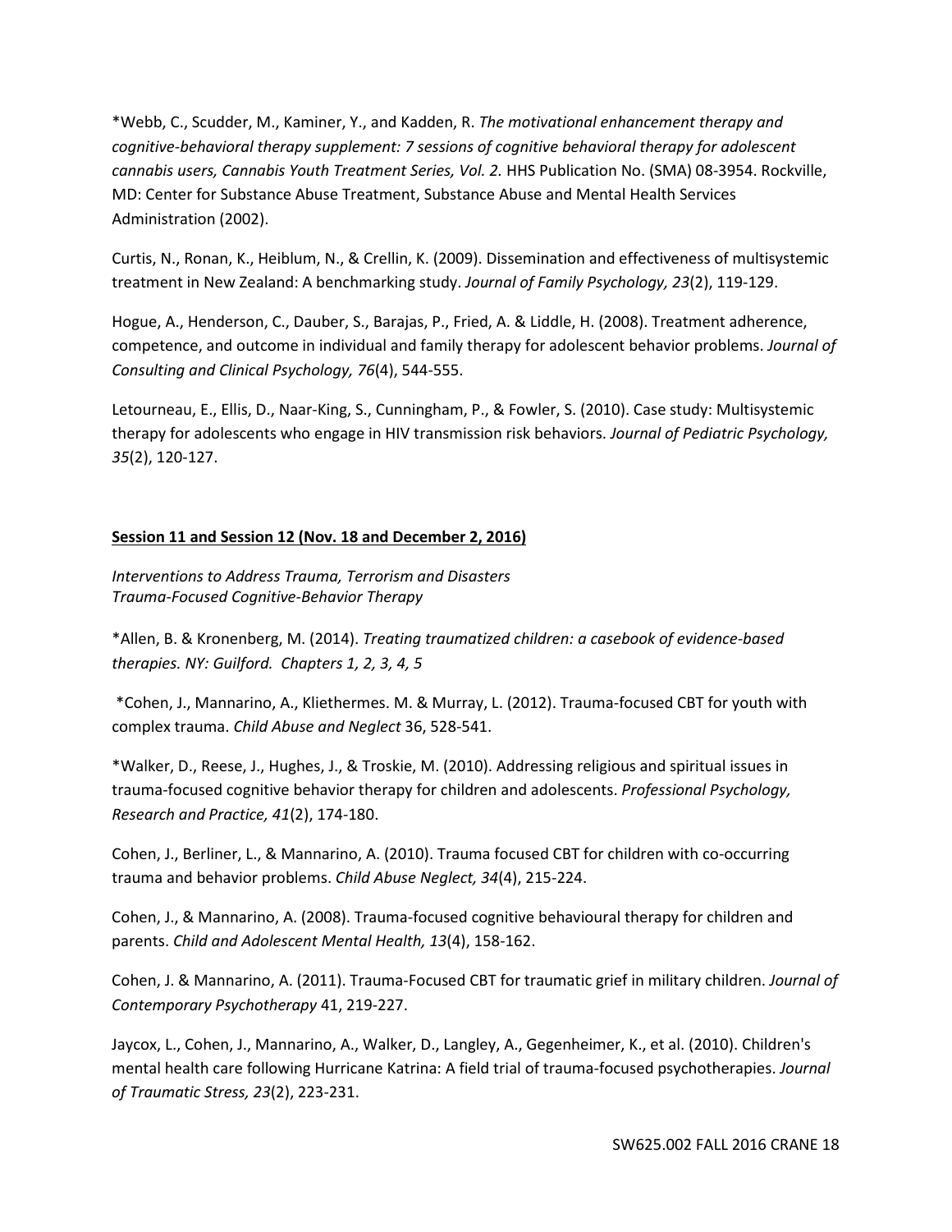*Webb, C., Scudder, M., Kaminer, Y., and Kadden, R. *The motivational enhancement therapy and cognitive-behavioral therapy supplement: 7 sessions of cognitive behavioral therapy for adolescent cannabis users, Cannabis Youth Treatment Series, Vol. 2.* HHS Publication No. (SMA) 08-3954. Rockville, MD: Center for Substance Abuse Treatment, Substance Abuse and Mental Health Services Administration (2002).

Curtis, N., Ronan, K., Heiblum, N., & Crellin, K. (2009). Dissemination and effectiveness of multisystemic treatment in New Zealand: A benchmarking study. *Journal of Family Psychology, 23*(2), 119-129.

Hogue, A., Henderson, C., Dauber, S., Barajas, P., Fried, A. & Liddle, H. (2008). Treatment adherence, competence, and outcome in individual and family therapy for adolescent behavior problems. *Journal of Consulting and Clinical Psychology, 76*(4), 544-555.

Letourneau, E., Ellis, D., Naar-King, S., Cunningham, P., & Fowler, S. (2010). Case study: Multisystemic therapy for adolescents who engage in HIV transmission risk behaviors. *Journal of Pediatric Psychology, 35*(2), 120-127.

**Session 11 and Session 12 (Nov. 18 and December 2, 2016)**

*Interventions to Address Trauma, Terrorism and Disasters*
*Trauma-Focused Cognitive-Behavior Therapy*

*Allen, B. & Kronenberg, M. (2014). *Treating traumatized children: a casebook of evidence-based therapies. NY: Guilford. Chapters 1, 2, 3, 4, 5*

*Cohen, J., Mannarino, A., Kliethermes. M. & Murray, L. (2012). Trauma-focused CBT for youth with complex trauma. *Child Abuse and Neglect* 36, 528-541.

*Walker, D., Reese, J., Hughes, J., & Troskie, M. (2010). Addressing religious and spiritual issues in trauma-focused cognitive behavior therapy for children and adolescents. *Professional Psychology, Research and Practice, 41*(2), 174-180.

Cohen, J., Berliner, L., & Mannarino, A. (2010). Trauma focused CBT for children with co-occurring trauma and behavior problems. *Child Abuse Neglect, 34*(4), 215-224.

Cohen, J., & Mannarino, A. (2008). Trauma-focused cognitive behavioural therapy for children and parents. *Child and Adolescent Mental Health, 13*(4), 158-162.

Cohen, J. & Mannarino, A. (2011). Trauma-Focused CBT for traumatic grief in military children. *Journal of Contemporary Psychotherapy* 41, 219-227.

Jaycox, L., Cohen, J., Mannarino, A., Walker, D., Langley, A., Gegenheimer, K., et al. (2010). Children's mental health care following Hurricane Katrina: A field trial of trauma-focused psychotherapies. *Journal of Traumatic Stress, 23*(2), 223-231.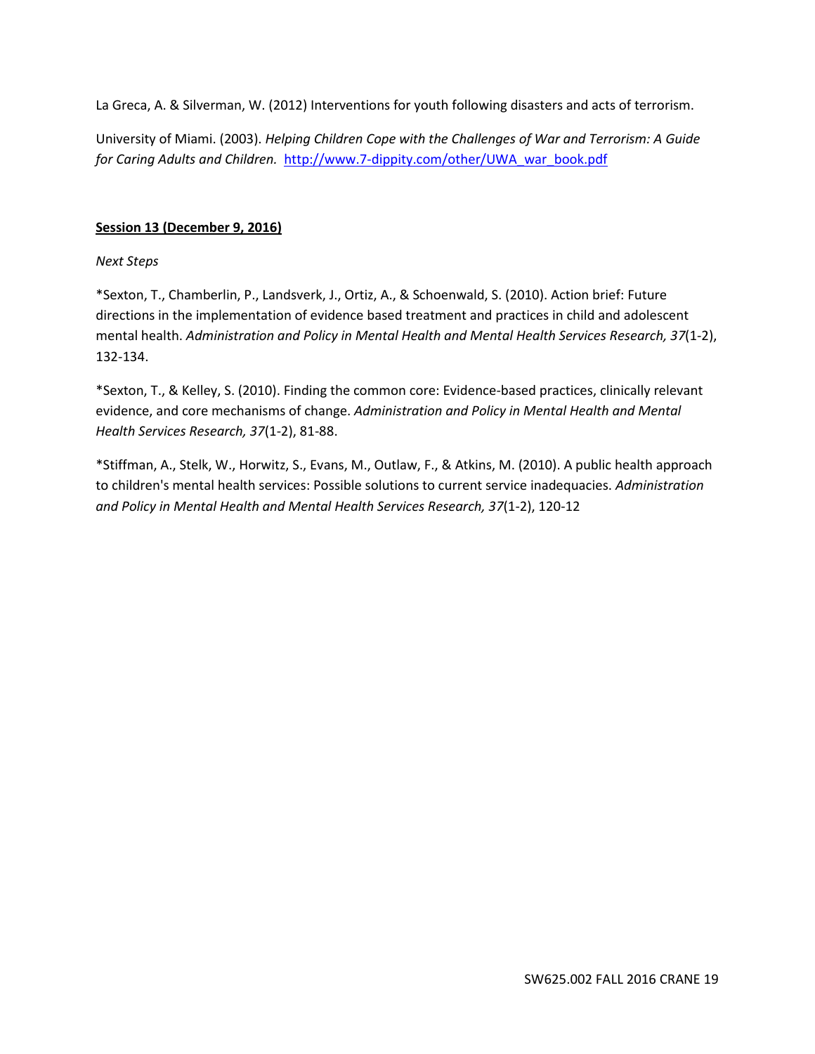La Greca, A. & Silverman, W. (2012) Interventions for youth following disasters and acts of terrorism.

University of Miami. (2003). *Helping Children Cope with the Challenges of War and Terrorism: A Guide for Caring Adults and Children.* [http://www.7-dippity.com/other/UWA_war_book.pdf](http://www.7-dippity.com/other/UWA_war_book.pdf)

**Session 13 (December 9, 2016)**

*Next Steps*

*Sexton, T., Chamberlin, P., Landsverk, J., Ortiz, A., & Schoenwald, S. (2010). Action brief: Future directions in the implementation of evidence based treatment and practices in child and adolescent mental health. *Administration and Policy in Mental Health and Mental Health Services Research, 37*(1-2), 132-134.

*Sexton, T., & Kelley, S. (2010). Finding the common core: Evidence-based practices, clinically relevant evidence, and core mechanisms of change. *Administration and Policy in Mental Health and Mental Health Services Research, 37*(1-2), 81-88.

*Stiffman, A., Stelk, W., Horwitz, S., Evans, M., Outlaw, F., & Atkins, M. (2010). A public health approach to children's mental health services: Possible solutions to current service inadequacies. *Administration and Policy in Mental Health and Mental Health Services Research, 37*(1-2), 120-12